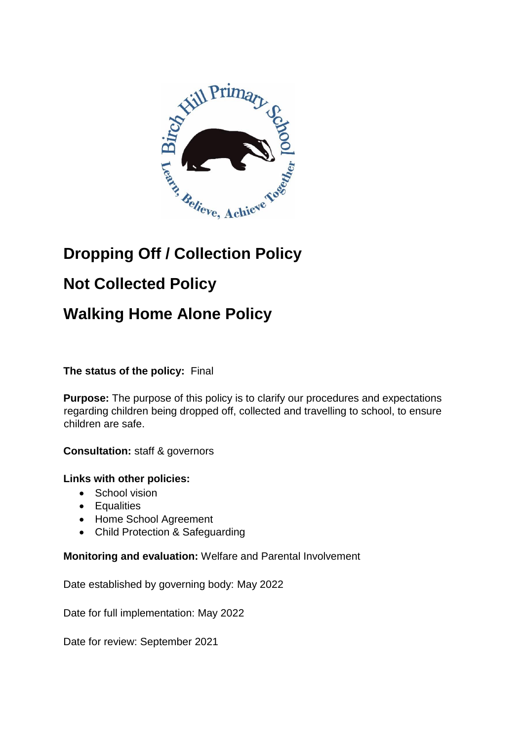# Dropping Off / Collection Policy

# Not Collected Policy

# Walking Home Alone Policy

**The status of the policy:** Final

**Purpose:** The purpose of this policy is to clarify our procedures and expectations regarding children being dropped off, collected and travelling to school, to ensure children are safe.

**Consultation:** staff & governors

**Links with other policies:**

- School vision
- Equalities
- Home School Agreement
- Child Protection & Safeguarding

**Monitoring and evaluation:** Welfare and Parental Involvement

Date established by governing body: May 2022

Date for full implementation: May 2022

Date for review: September 2021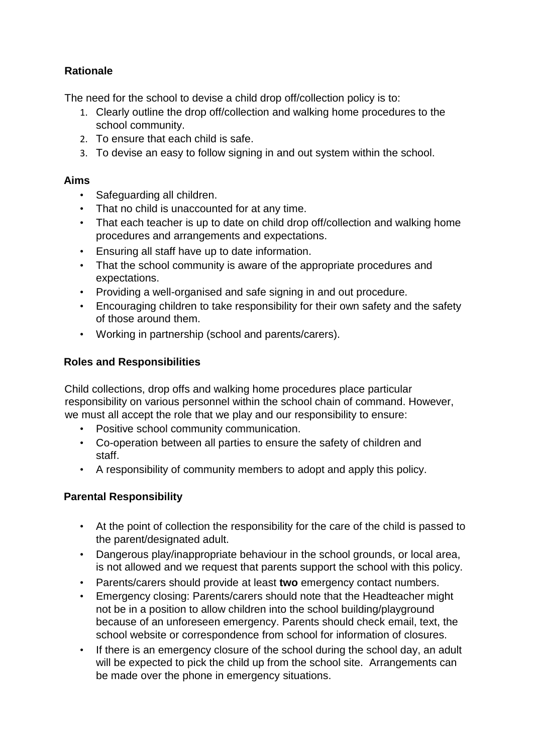## Rationale

The need for the school to devise a child drop off/collection policy is to:

1. Clearly outline the drop off/collection and walking home procedures to the school community.
2. To ensure that each child is safe.
3. To devise an easy to follow signing in and out system within the school.

## Aims

- Safeguarding all children.
- That no child is unaccounted for at any time.
- That each teacher is up to date on child drop off/collection and walking home procedures and arrangements and expectations.
- Ensuring all staff have up to date information.
- That the school community is aware of the appropriate procedures and expectations.
- Providing a well-organised and safe signing in and out procedure.
- Encouraging children to take responsibility for their own safety and the safety of those around them.
- Working in partnership (school and parents/carers).

## Roles and Responsibilities

Child collections, drop offs and walking home procedures place particular responsibility on various personnel within the school chain of command. However, we must all accept the role that we play and our responsibility to ensure:

- Positive school community communication.
- Co-operation between all parties to ensure the safety of children and staff.
- A responsibility of community members to adopt and apply this policy.

## Parental Responsibility

- At the point of collection the responsibility for the care of the child is passed to the parent/designated adult.
- Dangerous play/inappropriate behaviour in the school grounds, or local area, is not allowed and we request that parents support the school with this policy.
- Parents/carers should provide at least **two** emergency contact numbers.
- Emergency closing: Parents/carers should note that the Headteacher might not be in a position to allow children into the school building/playground because of an unforeseen emergency. Parents should check email, text, the school website or correspondence from school for information of closures.
- If there is an emergency closure of the school during the school day, an adult will be expected to pick the child up from the school site. Arrangements can be made over the phone in emergency situations.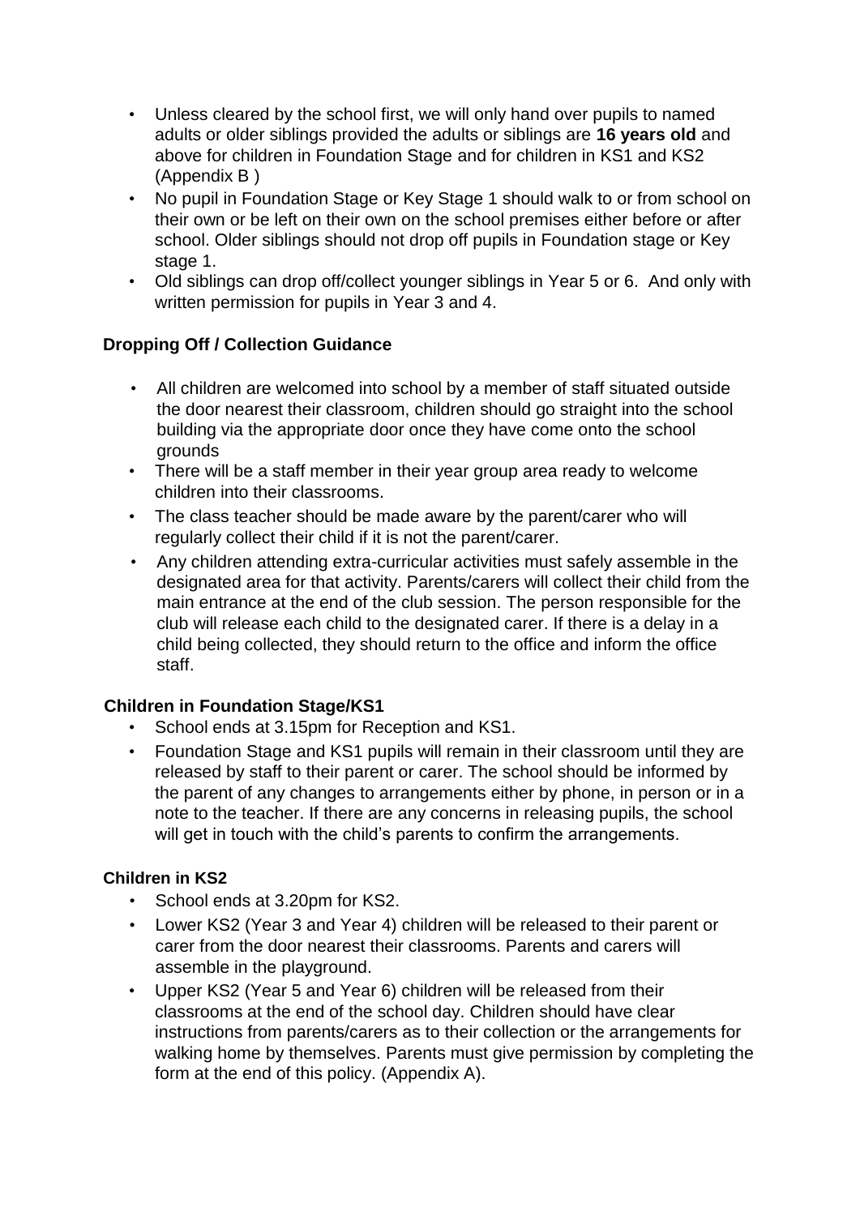- Unless cleared by the school first, we will only hand over pupils to named adults or older siblings provided the adults or siblings are **16 years old** and above for children in Foundation Stage and for children in KS1 and KS2 (Appendix B )
- No pupil in Foundation Stage or Key Stage 1 should walk to or from school on their own or be left on their own on the school premises either before or after school. Older siblings should not drop off pupils in Foundation stage or Key stage 1.
- Old siblings can drop off/collect younger siblings in Year 5 or 6. And only with written permission for pupils in Year 3 and 4.

### Dropping Off / Collection Guidance

- All children are welcomed into school by a member of staff situated outside the door nearest their classroom, children should go straight into the school building via the appropriate door once they have come onto the school grounds
- There will be a staff member in their year group area ready to welcome children into their classrooms.
- The class teacher should be made aware by the parent/carer who will regularly collect their child if it is not the parent/carer.
- Any children attending extra-curricular activities must safely assemble in the designated area for that activity. Parents/carers will collect their child from the main entrance at the end of the club session. The person responsible for the club will release each child to the designated carer. If there is a delay in a child being collected, they should return to the office and inform the office staff.

### Children in Foundation Stage/KS1

- School ends at 3.15pm for Reception and KS1.
- Foundation Stage and KS1 pupils will remain in their classroom until they are released by staff to their parent or carer. The school should be informed by the parent of any changes to arrangements either by phone, in person or in a note to the teacher. If there are any concerns in releasing pupils, the school will get in touch with the child's parents to confirm the arrangements.

### Children in KS2

- School ends at 3.20pm for KS2.
- Lower KS2 (Year 3 and Year 4) children will be released to their parent or carer from the door nearest their classrooms. Parents and carers will assemble in the playground.
- Upper KS2 (Year 5 and Year 6) children will be released from their classrooms at the end of the school day. Children should have clear instructions from parents/carers as to their collection or the arrangements for walking home by themselves. Parents must give permission by completing the form at the end of this policy. (Appendix A).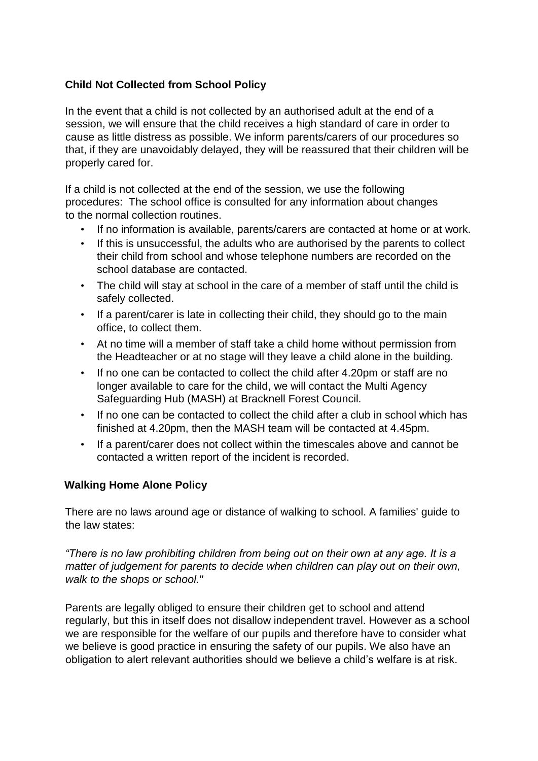**Child Not Collected from School Policy**

In the event that a child is not collected by an authorised adult at the end of a session, we will ensure that the child receives a high standard of care in order to cause as little distress as possible. We inform parents/carers of our procedures so that, if they are unavoidably delayed, they will be reassured that their children will be properly cared for.

If a child is not collected at the end of the session, we use the following procedures: The school office is consulted for any information about changes to the normal collection routines.

- If no information is available, parents/carers are contacted at home or at work.
- If this is unsuccessful, the adults who are authorised by the parents to collect their child from school and whose telephone numbers are recorded on the school database are contacted.
- The child will stay at school in the care of a member of staff until the child is safely collected.
- If a parent/carer is late in collecting their child, they should go to the main office, to collect them.
- At no time will a member of staff take a child home without permission from the Headteacher or at no stage will they leave a child alone in the building.
- If no one can be contacted to collect the child after 4.20pm or staff are no longer available to care for the child, we will contact the Multi Agency Safeguarding Hub (MASH) at Bracknell Forest Council.
- If no one can be contacted to collect the child after a club in school which has finished at 4.20pm, then the MASH team will be contacted at 4.45pm.
- If a parent/carer does not collect within the timescales above and cannot be contacted a written report of the incident is recorded.

**Walking Home Alone Policy**

There are no laws around age or distance of walking to school. A families' guide to the law states:

*"There is no law prohibiting children from being out on their own at any age. It is a matter of judgement for parents to decide when children can play out on their own, walk to the shops or school."*

Parents are legally obliged to ensure their children get to school and attend regularly, but this in itself does not disallow independent travel. However as a school we are responsible for the welfare of our pupils and therefore have to consider what we believe is good practice in ensuring the safety of our pupils. We also have an obligation to alert relevant authorities should we believe a child's welfare is at risk.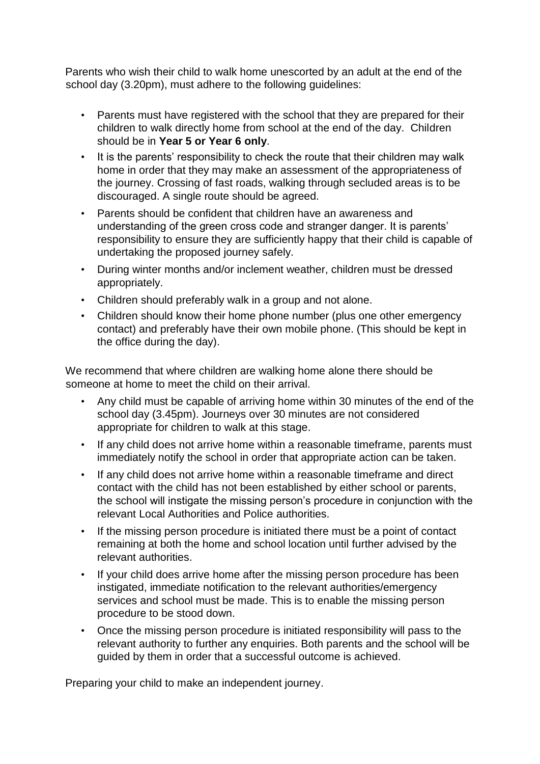Parents who wish their child to walk home unescorted by an adult at the end of the school day (3.20pm), must adhere to the following guidelines:

- Parents must have registered with the school that they are prepared for their children to walk directly home from school at the end of the day. Children should be in **Year 5 or Year 6 only**.
- It is the parents' responsibility to check the route that their children may walk home in order that they may make an assessment of the appropriateness of the journey. Crossing of fast roads, walking through secluded areas is to be discouraged. A single route should be agreed.
- Parents should be confident that children have an awareness and understanding of the green cross code and stranger danger. It is parents' responsibility to ensure they are sufficiently happy that their child is capable of undertaking the proposed journey safely.
- During winter months and/or inclement weather, children must be dressed appropriately.
- Children should preferably walk in a group and not alone.
- Children should know their home phone number (plus one other emergency contact) and preferably have their own mobile phone. (This should be kept in the office during the day).

We recommend that where children are walking home alone there should be someone at home to meet the child on their arrival.

- Any child must be capable of arriving home within 30 minutes of the end of the school day (3.45pm). Journeys over 30 minutes are not considered appropriate for children to walk at this stage.
- If any child does not arrive home within a reasonable timeframe, parents must immediately notify the school in order that appropriate action can be taken.
- If any child does not arrive home within a reasonable timeframe and direct contact with the child has not been established by either school or parents, the school will instigate the missing person's procedure in conjunction with the relevant Local Authorities and Police authorities.
- If the missing person procedure is initiated there must be a point of contact remaining at both the home and school location until further advised by the relevant authorities.
- If your child does arrive home after the missing person procedure has been instigated, immediate notification to the relevant authorities/emergency services and school must be made. This is to enable the missing person procedure to be stood down.
- Once the missing person procedure is initiated responsibility will pass to the relevant authority to further any enquiries. Both parents and the school will be guided by them in order that a successful outcome is achieved.

Preparing your child to make an independent journey.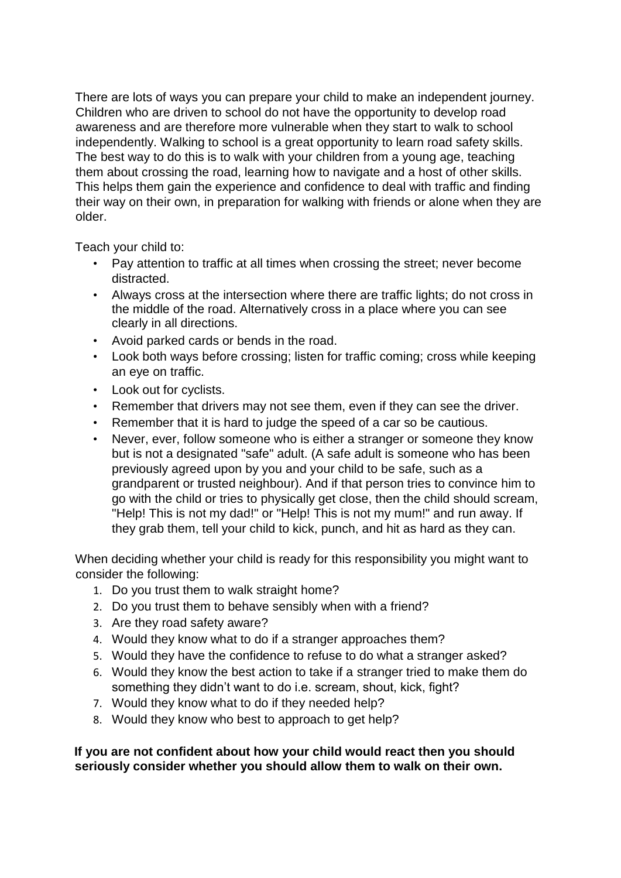There are lots of ways you can prepare your child to make an independent journey. Children who are driven to school do not have the opportunity to develop road awareness and are therefore more vulnerable when they start to walk to school independently. Walking to school is a great opportunity to learn road safety skills. The best way to do this is to walk with your children from a young age, teaching them about crossing the road, learning how to navigate and a host of other skills. This helps them gain the experience and confidence to deal with traffic and finding their way on their own, in preparation for walking with friends or alone when they are older.

Teach your child to:

- Pay attention to traffic at all times when crossing the street; never become distracted.
- Always cross at the intersection where there are traffic lights; do not cross in the middle of the road. Alternatively cross in a place where you can see clearly in all directions.
- Avoid parked cards or bends in the road.
- Look both ways before crossing; listen for traffic coming; cross while keeping an eye on traffic.
- Look out for cyclists.
- Remember that drivers may not see them, even if they can see the driver.
- Remember that it is hard to judge the speed of a car so be cautious.
- Never, ever, follow someone who is either a stranger or someone they know but is not a designated "safe" adult. (A safe adult is someone who has been previously agreed upon by you and your child to be safe, such as a grandparent or trusted neighbour). And if that person tries to convince him to go with the child or tries to physically get close, then the child should scream, "Help! This is not my dad!" or "Help! This is not my mum!" and run away. If they grab them, tell your child to kick, punch, and hit as hard as they can.

When deciding whether your child is ready for this responsibility you might want to consider the following:

1. Do you trust them to walk straight home?
2. Do you trust them to behave sensibly when with a friend?
3. Are they road safety aware?
4. Would they know what to do if a stranger approaches them?
5. Would they have the confidence to refuse to do what a stranger asked?
6. Would they know the best action to take if a stranger tried to make them do something they didn't want to do i.e. scream, shout, kick, fight?
7. Would they know what to do if they needed help?
8. Would they know who best to approach to get help?

**If you are not confident about how your child would react then you should seriously consider whether you should allow them to walk on their own.**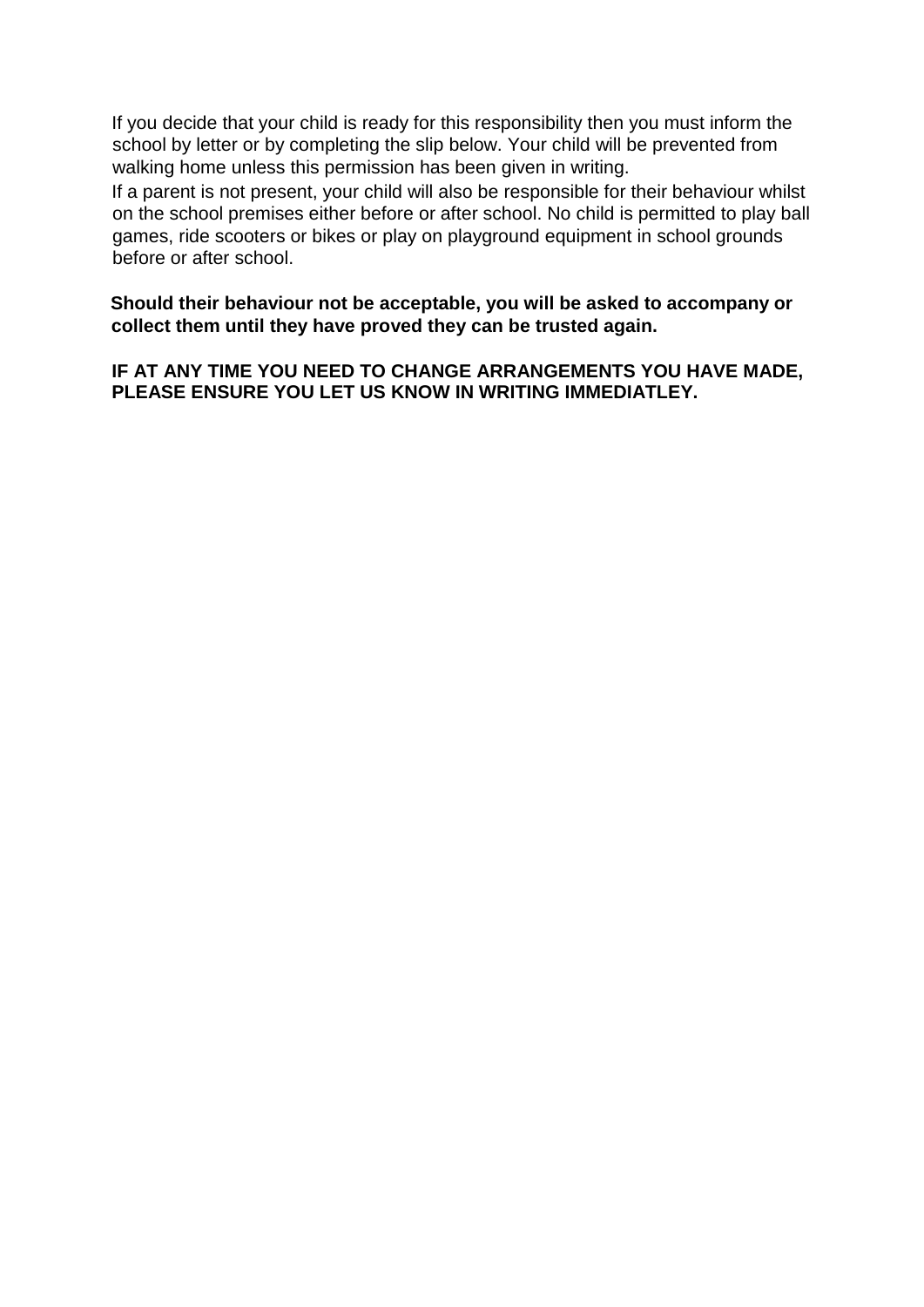If you decide that your child is ready for this responsibility then you must inform the school by letter or by completing the slip below. Your child will be prevented from walking home unless this permission has been given in writing.

If a parent is not present, your child will also be responsible for their behaviour whilst on the school premises either before or after school. No child is permitted to play ball games, ride scooters or bikes or play on playground equipment in school grounds before or after school.

**Should their behaviour not be acceptable, you will be asked to accompany or collect them until they have proved they can be trusted again.**

**IF AT ANY TIME YOU NEED TO CHANGE ARRANGEMENTS YOU HAVE MADE, PLEASE ENSURE YOU LET US KNOW IN WRITING IMMEDIATLEY.**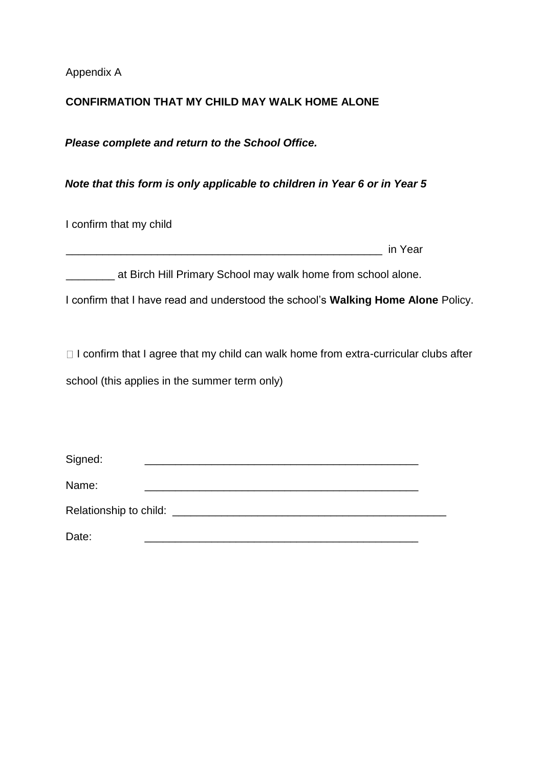Appendix A

**CONFIRMATION THAT MY CHILD MAY WALK HOME ALONE**

***Please complete and return to the School Office.***

***Note that this form is only applicable to children in Year 6 or in Year 5***

I confirm that my child

_____________________________________________________ in Year

________ at Birch Hill Primary School may walk home from school alone.

I confirm that I have read and understood the school's **Walking Home Alone** Policy.

☐ I confirm that I agree that my child can walk home from extra-curricular clubs after school (this applies in the summer term only)

Signed: _______________________________________________

Name: _______________________________________________

Relationship to child: _______________________________________________

Date: _______________________________________________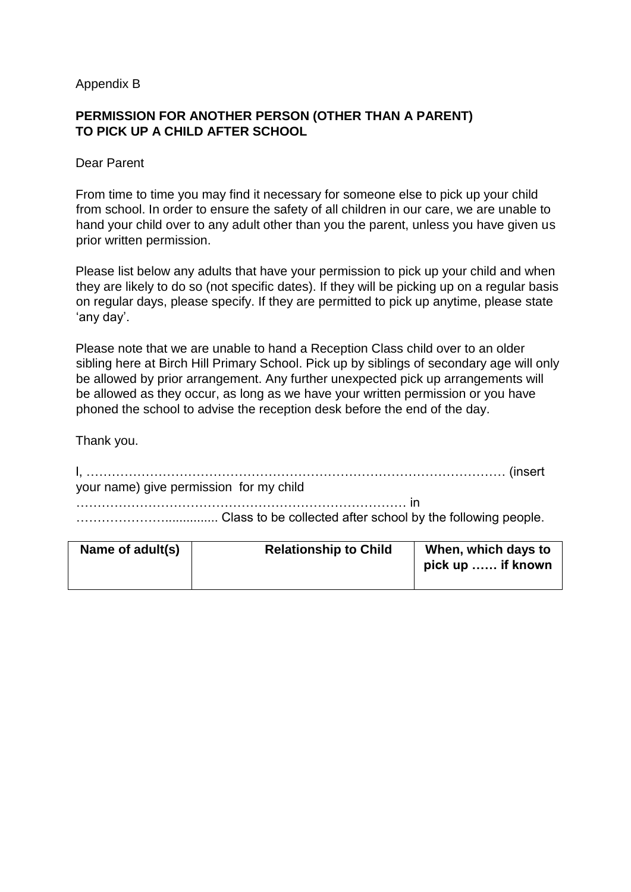Appendix B

**PERMISSION FOR ANOTHER PERSON (OTHER THAN A PARENT) TO PICK UP A CHILD AFTER SCHOOL**

Dear Parent

From time to time you may find it necessary for someone else to pick up your child from school. In order to ensure the safety of all children in our care, we are unable to hand your child over to any adult other than you the parent, unless you have given us prior written permission.

Please list below any adults that have your permission to pick up your child and when they are likely to do so (not specific dates). If they will be picking up on a regular basis on regular days, please specify. If they are permitted to pick up anytime, please state 'any day'.

Please note that we are unable to hand a Reception Class child over to an older sibling here at Birch Hill Primary School. Pick up by siblings of secondary age will only be allowed by prior arrangement. Any further unexpected pick up arrangements will be allowed as they occur, as long as we have your written permission or you have phoned the school to advise the reception desk before the end of the day.

Thank you.

I, ………………………………………………………………………………………… (insert your name) give permission for my child ……………………………………………………………………… in ………………….............. Class to be collected after school by the following people.

| **Name of adult(s)** | **Relationship to Child** | **When, which days to pick up …… if known** |
|---|---|---|